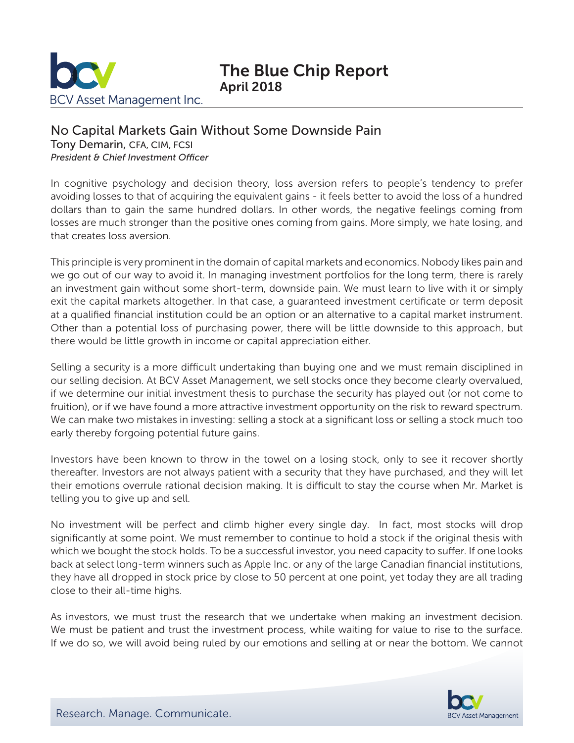# The Blue Chip Report
**April 2018**

## No Capital Markets Gain Without Some Downside Pain

Tony Demarin, CFA, CIM, FCSI
*President & Chief Investment Officer*

In cognitive psychology and decision theory, loss aversion refers to people's tendency to prefer avoiding losses to that of acquiring the equivalent gains - it feels better to avoid the loss of a hundred dollars than to gain the same hundred dollars. In other words, the negative feelings coming from losses are much stronger than the positive ones coming from gains. More simply, we hate losing, and that creates loss aversion.

This principle is very prominent in the domain of capital markets and economics. Nobody likes pain and we go out of our way to avoid it. In managing investment portfolios for the long term, there is rarely an investment gain without some short-term, downside pain. We must learn to live with it or simply exit the capital markets altogether. In that case, a guaranteed investment certificate or term deposit at a qualified financial institution could be an option or an alternative to a capital market instrument. Other than a potential loss of purchasing power, there will be little downside to this approach, but there would be little growth in income or capital appreciation either.

Selling a security is a more difficult undertaking than buying one and we must remain disciplined in our selling decision. At BCV Asset Management, we sell stocks once they become clearly overvalued, if we determine our initial investment thesis to purchase the security has played out (or not come to fruition), or if we have found a more attractive investment opportunity on the risk to reward spectrum. We can make two mistakes in investing: selling a stock at a significant loss or selling a stock much too early thereby forgoing potential future gains.

Investors have been known to throw in the towel on a losing stock, only to see it recover shortly thereafter. Investors are not always patient with a security that they have purchased, and they will let their emotions overrule rational decision making. It is difficult to stay the course when Mr. Market is telling you to give up and sell.

No investment will be perfect and climb higher every single day. In fact, most stocks will drop significantly at some point. We must remember to continue to hold a stock if the original thesis with which we bought the stock holds. To be a successful investor, you need capacity to suffer. If one looks back at select long-term winners such as Apple Inc. or any of the large Canadian financial institutions, they have all dropped in stock price by close to 50 percent at one point, yet today they are all trading close to their all-time highs.

As investors, we must trust the research that we undertake when making an investment decision. We must be patient and trust the investment process, while waiting for value to rise to the surface. If we do so, we will avoid being ruled by our emotions and selling at or near the bottom. We cannot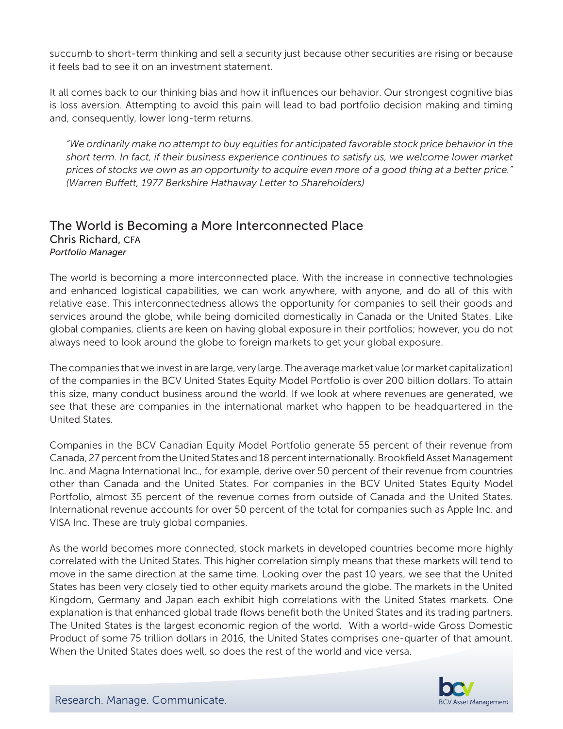succumb to short-term thinking and sell a security just because other securities are rising or because it feels bad to see it on an investment statement.

It all comes back to our thinking bias and how it influences our behavior. Our strongest cognitive bias is loss aversion. Attempting to avoid this pain will lead to bad portfolio decision making and timing and, consequently, lower long-term returns.

> *"We ordinarily make no attempt to buy equities for anticipated favorable stock price behavior in the short term. In fact, if their business experience continues to satisfy us, we welcome lower market prices of stocks we own as an opportunity to acquire even more of a good thing at a better price." (Warren Buffett, 1977 Berkshire Hathaway Letter to Shareholders)*

## The World is Becoming a More Interconnected Place

Chris Richard, CFA
*Portfolio Manager*

The world is becoming a more interconnected place. With the increase in connective technologies and enhanced logistical capabilities, we can work anywhere, with anyone, and do all of this with relative ease. This interconnectedness allows the opportunity for companies to sell their goods and services around the globe, while being domiciled domestically in Canada or the United States. Like global companies, clients are keen on having global exposure in their portfolios; however, you do not always need to look around the globe to foreign markets to get your global exposure.

The companies that we invest in are large, very large. The average market value (or market capitalization) of the companies in the BCV United States Equity Model Portfolio is over 200 billion dollars. To attain this size, many conduct business around the world. If we look at where revenues are generated, we see that these are companies in the international market who happen to be headquartered in the United States.

Companies in the BCV Canadian Equity Model Portfolio generate 55 percent of their revenue from Canada, 27 percent from the United States and 18 percent internationally. Brookfield Asset Management Inc. and Magna International Inc., for example, derive over 50 percent of their revenue from countries other than Canada and the United States. For companies in the BCV United States Equity Model Portfolio, almost 35 percent of the revenue comes from outside of Canada and the United States. International revenue accounts for over 50 percent of the total for companies such as Apple Inc. and VISA Inc. These are truly global companies.

As the world becomes more connected, stock markets in developed countries become more highly correlated with the United States. This higher correlation simply means that these markets will tend to move in the same direction at the same time. Looking over the past 10 years, we see that the United States has been very closely tied to other equity markets around the globe. The markets in the United Kingdom, Germany and Japan each exhibit high correlations with the United States markets. One explanation is that enhanced global trade flows benefit both the United States and its trading partners. The United States is the largest economic region of the world. With a world-wide Gross Domestic Product of some 75 trillion dollars in 2016, the United States comprises one-quarter of that amount. When the United States does well, so does the rest of the world and vice versa.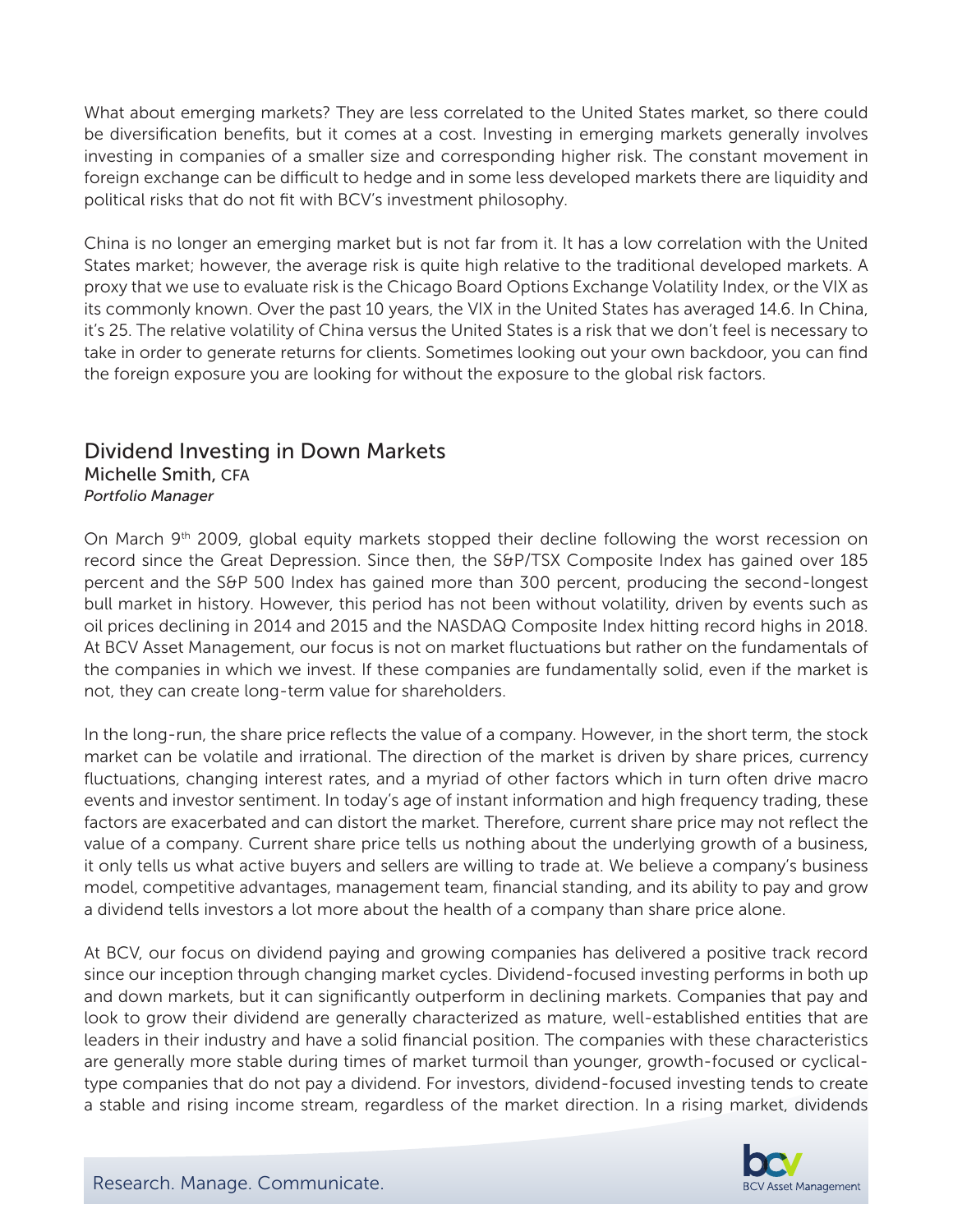What about emerging markets? They are less correlated to the United States market, so there could be diversification benefits, but it comes at a cost. Investing in emerging markets generally involves investing in companies of a smaller size and corresponding higher risk. The constant movement in foreign exchange can be difficult to hedge and in some less developed markets there are liquidity and political risks that do not fit with BCV's investment philosophy.

China is no longer an emerging market but is not far from it. It has a low correlation with the United States market; however, the average risk is quite high relative to the traditional developed markets. A proxy that we use to evaluate risk is the Chicago Board Options Exchange Volatility Index, or the VIX as its commonly known. Over the past 10 years, the VIX in the United States has averaged 14.6. In China, it's 25. The relative volatility of China versus the United States is a risk that we don't feel is necessary to take in order to generate returns for clients. Sometimes looking out your own backdoor, you can find the foreign exposure you are looking for without the exposure to the global risk factors.

## Dividend Investing in Down Markets

Michelle Smith, CFA
*Portfolio Manager*

On March 9th 2009, global equity markets stopped their decline following the worst recession on record since the Great Depression. Since then, the S&P/TSX Composite Index has gained over 185 percent and the S&P 500 Index has gained more than 300 percent, producing the second-longest bull market in history. However, this period has not been without volatility, driven by events such as oil prices declining in 2014 and 2015 and the NASDAQ Composite Index hitting record highs in 2018. At BCV Asset Management, our focus is not on market fluctuations but rather on the fundamentals of the companies in which we invest. If these companies are fundamentally solid, even if the market is not, they can create long-term value for shareholders.

In the long-run, the share price reflects the value of a company. However, in the short term, the stock market can be volatile and irrational. The direction of the market is driven by share prices, currency fluctuations, changing interest rates, and a myriad of other factors which in turn often drive macro events and investor sentiment. In today's age of instant information and high frequency trading, these factors are exacerbated and can distort the market. Therefore, current share price may not reflect the value of a company. Current share price tells us nothing about the underlying growth of a business, it only tells us what active buyers and sellers are willing to trade at. We believe a company's business model, competitive advantages, management team, financial standing, and its ability to pay and grow a dividend tells investors a lot more about the health of a company than share price alone.

At BCV, our focus on dividend paying and growing companies has delivered a positive track record since our inception through changing market cycles. Dividend-focused investing performs in both up and down markets, but it can significantly outperform in declining markets. Companies that pay and look to grow their dividend are generally characterized as mature, well-established entities that are leaders in their industry and have a solid financial position. The companies with these characteristics are generally more stable during times of market turmoil than younger, growth-focused or cyclical-type companies that do not pay a dividend. For investors, dividend-focused investing tends to create a stable and rising income stream, regardless of the market direction. In a rising market, dividends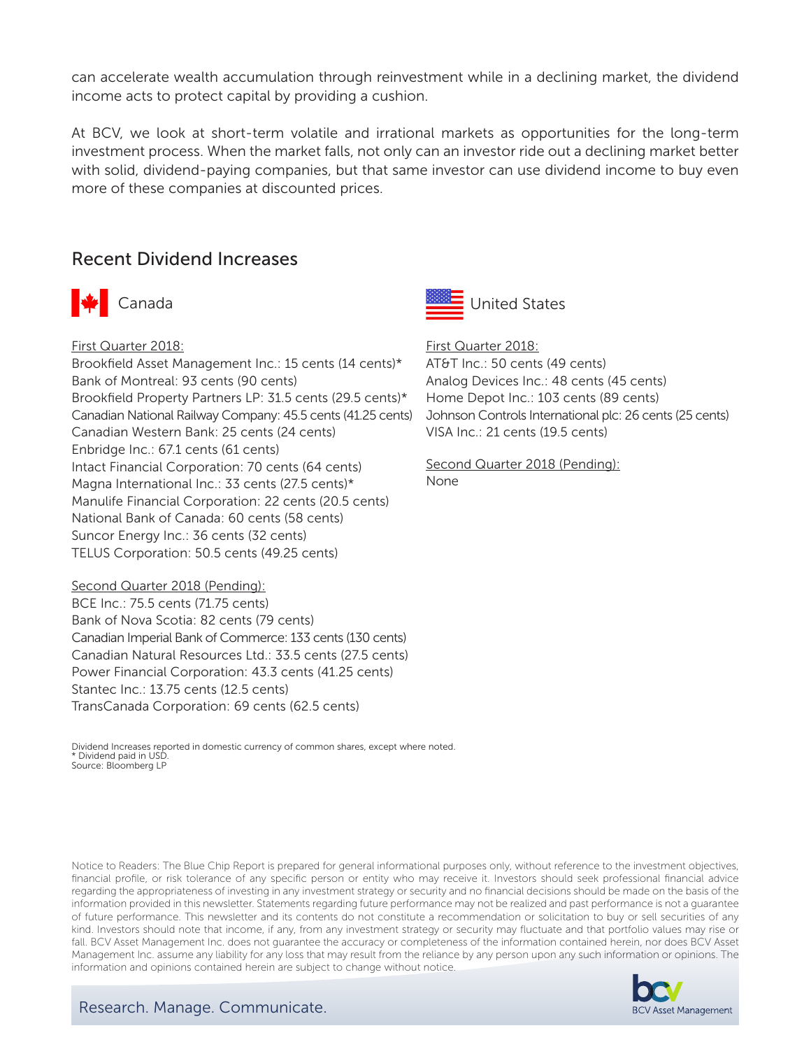can accelerate wealth accumulation through reinvestment while in a declining market, the dividend income acts to protect capital by providing a cushion.

At BCV, we look at short-term volatile and irrational markets as opportunities for the long-term investment process. When the market falls, not only can an investor ride out a declining market better with solid, dividend-paying companies, but that same investor can use dividend income to buy even more of these companies at discounted prices.

## Recent Dividend Increases

### Canada

First Quarter 2018:

Brookfield Asset Management Inc.: 15 cents (14 cents)*
Bank of Montreal: 93 cents (90 cents)
Brookfield Property Partners LP: 31.5 cents (29.5 cents)*
Canadian National Railway Company: 45.5 cents (41.25 cents)
Canadian Western Bank: 25 cents (24 cents)
Enbridge Inc.: 67.1 cents (61 cents)
Intact Financial Corporation: 70 cents (64 cents)
Magna International Inc.: 33 cents (27.5 cents)*
Manulife Financial Corporation: 22 cents (20.5 cents)
National Bank of Canada: 60 cents (58 cents)
Suncor Energy Inc.: 36 cents (32 cents)
TELUS Corporation: 50.5 cents (49.25 cents)

Second Quarter 2018 (Pending):

BCE Inc.: 75.5 cents (71.75 cents)
Bank of Nova Scotia: 82 cents (79 cents)
Canadian Imperial Bank of Commerce: 133 cents (130 cents)
Canadian Natural Resources Ltd.: 33.5 cents (27.5 cents)
Power Financial Corporation: 43.3 cents (41.25 cents)
Stantec Inc.: 13.75 cents (12.5 cents)
TransCanada Corporation: 69 cents (62.5 cents)

### United States

First Quarter 2018:

AT&T Inc.: 50 cents (49 cents)
Analog Devices Inc.: 48 cents (45 cents)
Home Depot Inc.: 103 cents (89 cents)
Johnson Controls International plc: 26 cents (25 cents)
VISA Inc.: 21 cents (19.5 cents)

Second Quarter 2018 (Pending):

None

Dividend Increases reported in domestic currency of common shares, except where noted.
* Dividend paid in USD.
Source: Bloomberg LP

Notice to Readers: The Blue Chip Report is prepared for general informational purposes only, without reference to the investment objectives, financial profile, or risk tolerance of any specific person or entity who may receive it. Investors should seek professional financial advice regarding the appropriateness of investing in any investment strategy or security and no financial decisions should be made on the basis of the information provided in this newsletter. Statements regarding future performance may not be realized and past performance is not a guarantee of future performance. This newsletter and its contents do not constitute a recommendation or solicitation to buy or sell securities of any kind. Investors should note that income, if any, from any investment strategy or security may fluctuate and that portfolio values may rise or fall. BCV Asset Management Inc. does not guarantee the accuracy or completeness of the information contained herein, nor does BCV Asset Management Inc. assume any liability for any loss that may result from the reliance by any person upon any such information or opinions. The information and opinions contained herein are subject to change without notice.

Research. Manage. Communicate.

BCV Asset Management